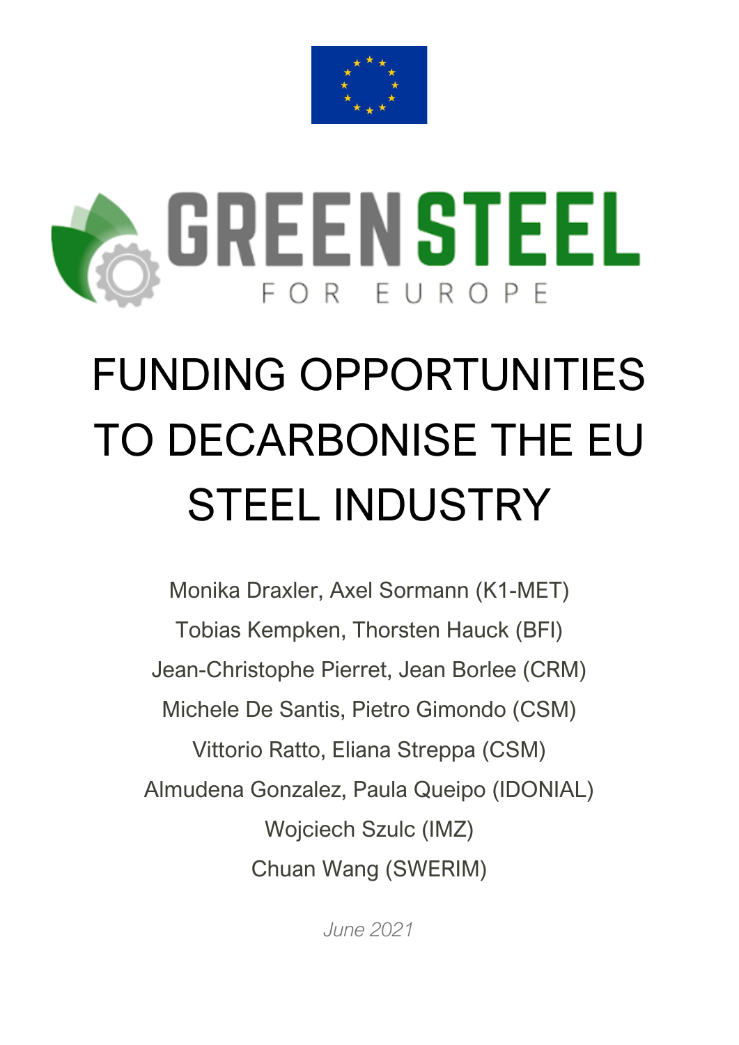GREEN STEEL

FOR EUROPE

# FUNDING OPPORTUNITIES TO DECARBONISE THE EU STEEL INDUSTRY

Monika Draxler, Axel Sormann (K1-MET)

Tobias Kempken, Thorsten Hauck (BFI)

Jean-Christophe Pierret, Jean Borlee (CRM)

Michele De Santis, Pietro Gimondo (CSM)

Vittorio Ratto, Eliana Streppa (CSM)

Almudena Gonzalez, Paula Queipo (IDONIAL)

Wojciech Szulc (IMZ)

Chuan Wang (SWERIM)

*June 2021*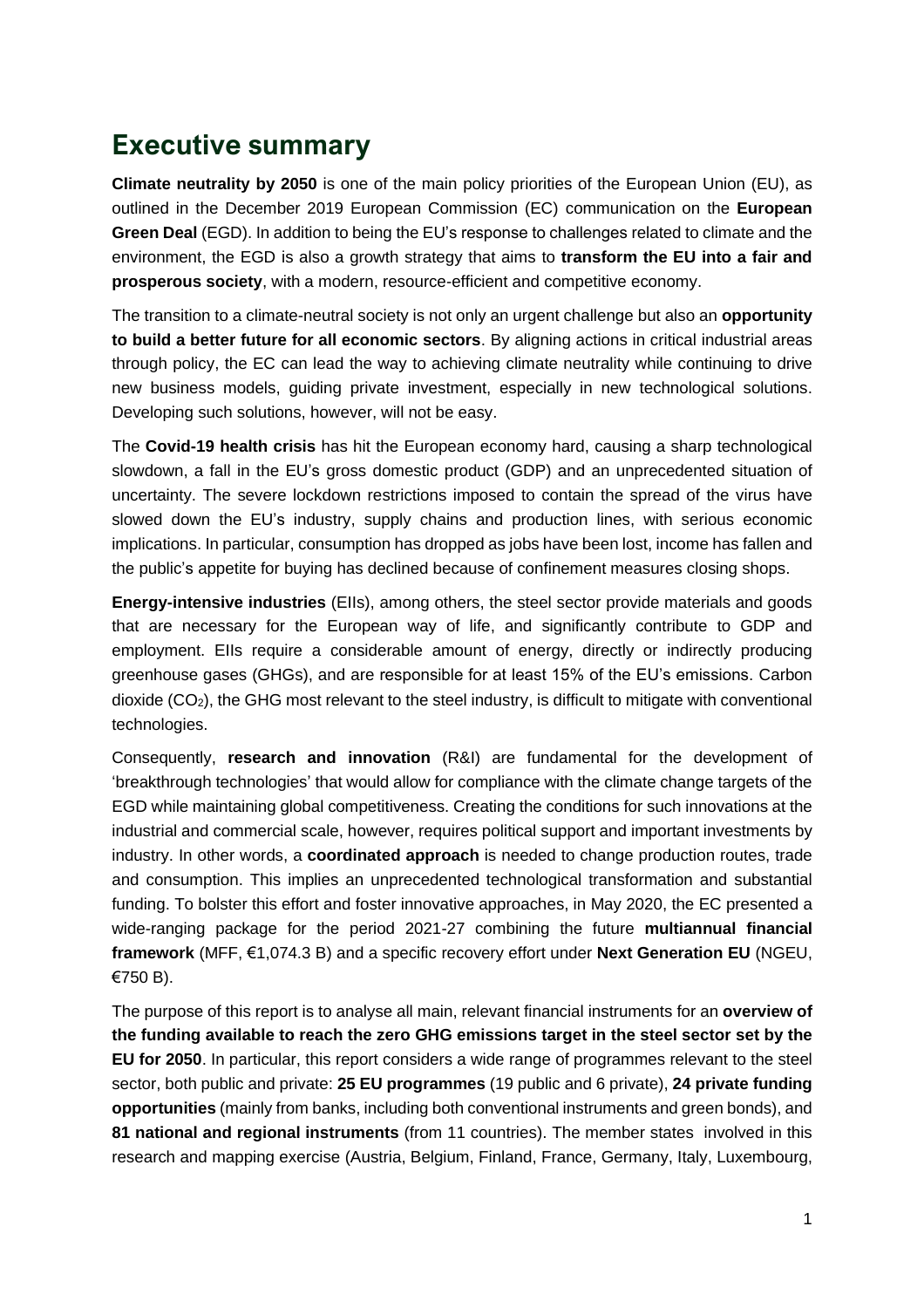# Executive summary

**Climate neutrality by 2050** is one of the main policy priorities of the European Union (EU), as outlined in the December 2019 European Commission (EC) communication on the **European Green Deal** (EGD). In addition to being the EU's response to challenges related to climate and the environment, the EGD is also a growth strategy that aims to **transform the EU into a fair and prosperous society**, with a modern, resource-efficient and competitive economy.

The transition to a climate-neutral society is not only an urgent challenge but also an **opportunity to build a better future for all economic sectors**. By aligning actions in critical industrial areas through policy, the EC can lead the way to achieving climate neutrality while continuing to drive new business models, guiding private investment, especially in new technological solutions. Developing such solutions, however, will not be easy.

The **Covid-19 health crisis** has hit the European economy hard, causing a sharp technological slowdown, a fall in the EU's gross domestic product (GDP) and an unprecedented situation of uncertainty. The severe lockdown restrictions imposed to contain the spread of the virus have slowed down the EU's industry, supply chains and production lines, with serious economic implications. In particular, consumption has dropped as jobs have been lost, income has fallen and the public's appetite for buying has declined because of confinement measures closing shops.

**Energy-intensive industries** (EIIs), among others, the steel sector provide materials and goods that are necessary for the European way of life, and significantly contribute to GDP and employment. EIIs require a considerable amount of energy, directly or indirectly producing greenhouse gases (GHGs), and are responsible for at least 15% of the EU's emissions. Carbon dioxide ($CO_2$), the GHG most relevant to the steel industry, is difficult to mitigate with conventional technologies.

Consequently, **research and innovation** (R&I) are fundamental for the development of 'breakthrough technologies' that would allow for compliance with the climate change targets of the EGD while maintaining global competitiveness. Creating the conditions for such innovations at the industrial and commercial scale, however, requires political support and important investments by industry. In other words, a **coordinated approach** is needed to change production routes, trade and consumption. This implies an unprecedented technological transformation and substantial funding. To bolster this effort and foster innovative approaches, in May 2020, the EC presented a wide-ranging package for the period 2021-27 combining the future **multiannual financial framework** (MFF, €1,074.3 B) and a specific recovery effort under **Next Generation EU** (NGEU, €750 B).

The purpose of this report is to analyse all main, relevant financial instruments for an **overview of the funding available to reach the zero GHG emissions target in the steel sector set by the EU for 2050**. In particular, this report considers a wide range of programmes relevant to the steel sector, both public and private: **25 EU programmes** (19 public and 6 private), **24 private funding opportunities** (mainly from banks, including both conventional instruments and green bonds), and **81 national and regional instruments** (from 11 countries). The member states involved in this research and mapping exercise (Austria, Belgium, Finland, France, Germany, Italy, Luxembourg,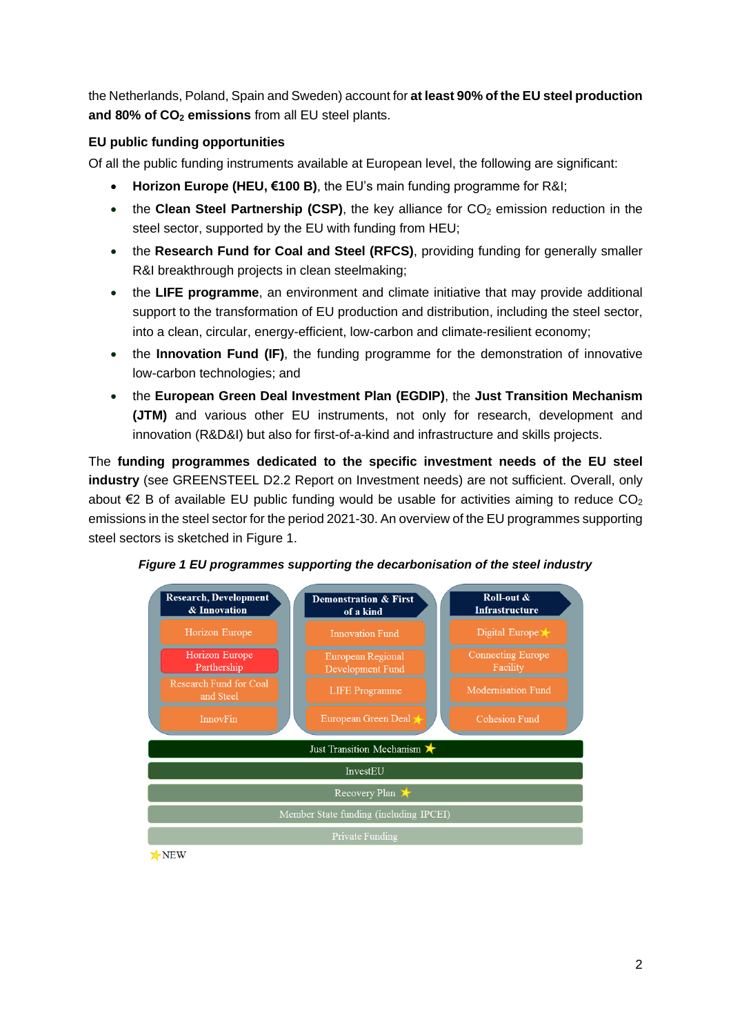the Netherlands, Poland, Spain and Sweden) account for **at least 90% of the EU steel production and 80% of $CO_2$ emissions** from all EU steel plants.

**EU public funding opportunities**

Of all the public funding instruments available at European level, the following are significant:

- **Horizon Europe (HEU, €100 B)**, the EU's main funding programme for R&I;
- the **Clean Steel Partnership (CSP)**, the key alliance for $CO_2$ emission reduction in the steel sector, supported by the EU with funding from HEU;
- the **Research Fund for Coal and Steel (RFCS)**, providing funding for generally smaller R&I breakthrough projects in clean steelmaking;
- the **LIFE programme**, an environment and climate initiative that may provide additional support to the transformation of EU production and distribution, including the steel sector, into a clean, circular, energy-efficient, low-carbon and climate-resilient economy;
- the **Innovation Fund (IF)**, the funding programme for the demonstration of innovative low-carbon technologies; and
- the **European Green Deal Investment Plan (EGDIP)**, the **Just Transition Mechanism (JTM)** and various other EU instruments, not only for research, development and innovation (R&D&I) but also for first-of-a-kind and infrastructure and skills projects.

The **funding programmes dedicated to the specific investment needs of the EU steel industry** (see GREENSTEEL D2.2 Report on Investment needs) are not sufficient. Overall, only about €2 B of available EU public funding would be usable for activities aiming to reduce $CO_2$ emissions in the steel sector for the period 2021-30. An overview of the EU programmes supporting steel sectors is sketched in Figure 1.

***Figure 1 EU programmes supporting the decarbonisation of the steel industry***

| Research, Development & Innovation | Demonstration & First of a kind | Roll-out & Infrastructure |
| --- | --- | --- |
| Horizon Europe | Innovation Fund | Digital Europe ★ |
| Horizon Europe Parthership | European Regional Development Fund | Connecting Europe Facility |
| Research Fund for Coal and Steel | LIFE Programme | Modernisation Fund |
| InnovFin | European Green Deal ★ | Cohesion Fund |

- Just Transition Mechanism ★
- InvestEU
- Recovery Plan ★
- Member State funding (including IPCEI)
- Private Funding

★ NEW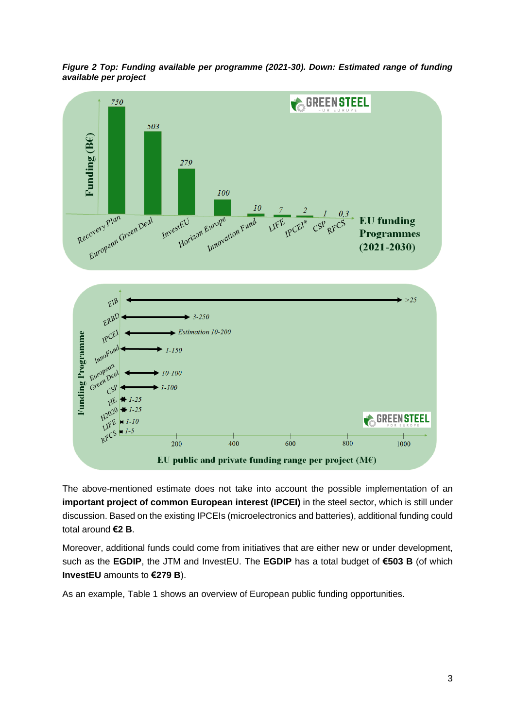***Figure 2 Top: Funding available per programme (2021-30). Down: Estimated range of funding available per project***

The above-mentioned estimate does not take into account the possible implementation of an **important project of common European interest (IPCEI)** in the steel sector, which is still under discussion. Based on the existing IPCEIs (microelectronics and batteries), additional funding could total around **€2 B**.

Moreover, additional funds could come from initiatives that are either new or under development, such as the **EGDIP**, the JTM and InvestEU. The **EGDIP** has a total budget of **€503 B** (of which **InvestEU** amounts to **€279 B**).

As an example, Table 1 shows an overview of European public funding opportunities.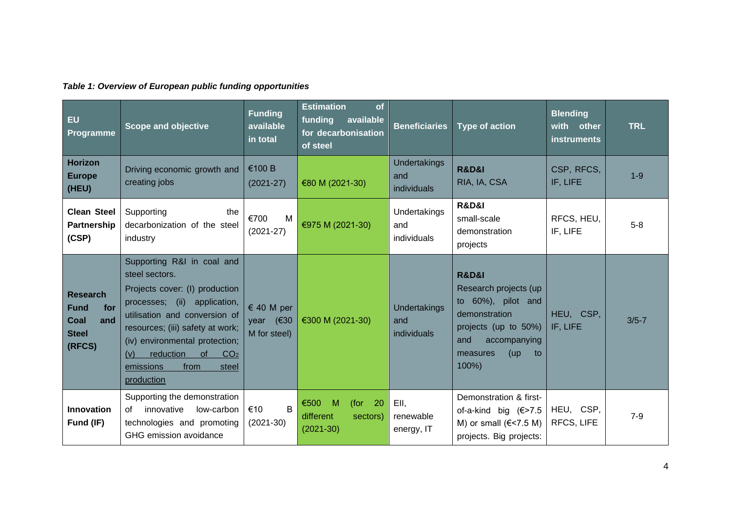***Table 1: Overview of European public funding opportunities***

| EU Programme | Scope and objective | Funding available in total | Estimation of funding available for decarbonisation of steel | Beneficiaries | Type of action | Blending with other instruments | TRL |
|---|---|---|---|---|---|---|---|
| **Horizon Europe (HEU)** | Driving economic growth and creating jobs | €100 B (2021-27) | €80 M (2021-30) | Undertakings and individuals | **R&D&I** RIA, IA, CSA | CSP, RFCS, IF, LIFE | 1-9 |
| **Clean Steel Partnership (CSP)** | Supporting the decarbonization of the steel industry | €700 M (2021-27) | €975 M (2021-30) | Undertakings and individuals | **R&D&I** small-scale demonstration projects | RFCS, HEU, IF, LIFE | 5-8 |
| **Research Fund for Coal and Steel (RFCS)** | Supporting R&I in coal and steel sectors. Projects cover: (I) production processes; (ii) application, utilisation and conversion of resources; (iii) safety at work; (iv) environmental protection; <u>(v) reduction of $CO_2$ emissions from steel production</u> | € 40 M per year (€30 M for steel) | €300 M (2021-30) | Undertakings and individuals | **R&D&I** Research projects (up to 60%), pilot and demonstration projects (up to 50%) and accompanying measures (up to 100%) | HEU, CSP, IF, LIFE | 3/5-7 |
| **Innovation Fund (IF)** | Supporting the demonstration of innovative low-carbon technologies and promoting GHG emission avoidance | €10 B (2021-30) | €500 M (for 20 different sectors) (2021-30) | EII, renewable energy, IT | Demonstration & first-of-a-kind big (€>7.5 M) or small (€<7.5 M) projects. Big projects: | HEU, CSP, RFCS, LIFE | 7-9 |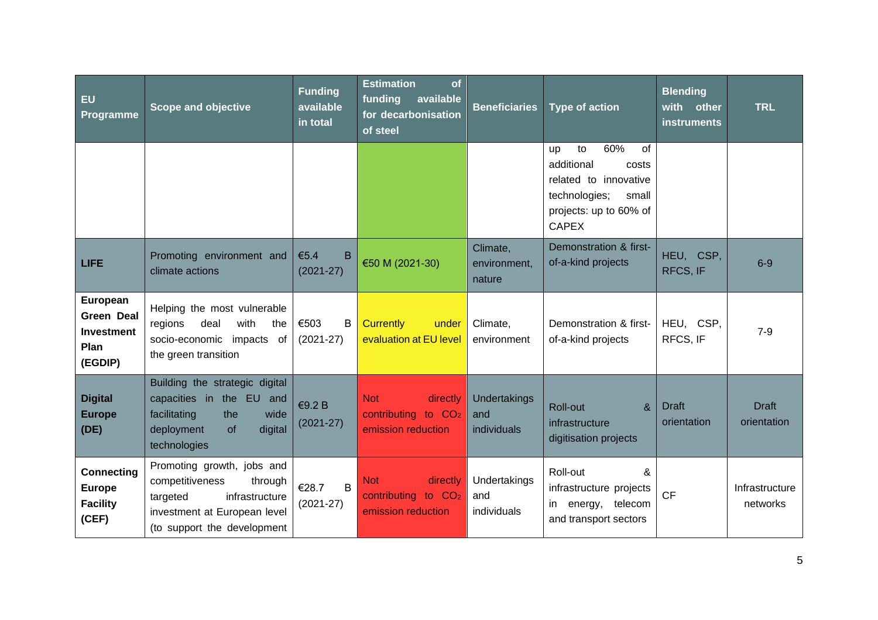| EU Programme | Scope and objective | Funding available in total | Estimation of funding available for decarbonisation of steel | Beneficiaries | Type of action | Blending with other instruments | TRL |
|---|---|---|---|---|---|---|---|
| | | | | | up to 60% of additional costs related to innovative technologies; small projects: up to 60% of CAPEX | | |
| **LIFE** | Promoting environment and climate actions | €5.4 B (2021-27) | €50 M (2021-30) | Climate, environment, nature | Demonstration & first-of-a-kind projects | HEU, CSP, RFCS, IF | 6-9 |
| **European Green Deal Investment Plan (EGDIP)** | Helping the most vulnerable regions deal with the socio-economic impacts of the green transition | €503 B (2021-27) | Currently under evaluation at EU level | Climate, environment | Demonstration & first-of-a-kind projects | HEU, CSP, RFCS, IF | 7-9 |
| **Digital Europe (DE)** | Building the strategic digital capacities in the EU and facilitating the wide deployment of digital technologies | €9.2 B (2021-27) | Not directly contributing to $CO_2$ emission reduction | Undertakings and individuals | Roll-out & infrastructure digitisation projects | Draft orientation | Draft orientation |
| **Connecting Europe Facility (CEF)** | Promoting growth, jobs and competitiveness through targeted infrastructure investment at European level (to support the development | €28.7 B (2021-27) | Not directly contributing to $CO_2$ emission reduction | Undertakings and individuals | Roll-out & infrastructure projects in energy, telecom and transport sectors | CF | Infrastructure networks |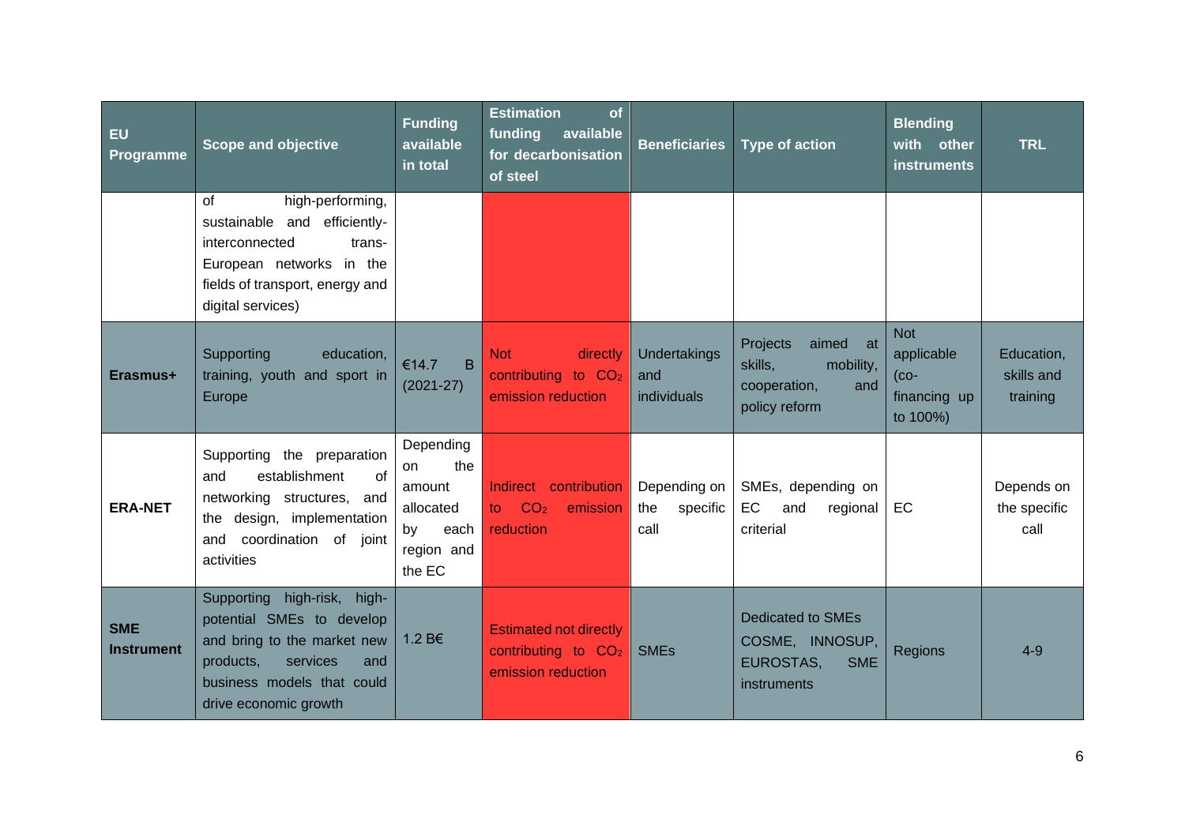| EU Programme | Scope and objective | Funding available in total | Estimation of funding available for decarbonisation of steel | Beneficiaries | Type of action | Blending with other instruments | TRL |
|---|---|---|---|---|---|---|---|
| | of high-performing, sustainable and efficiently-interconnected trans-European networks in the fields of transport, energy and digital services) | | | | | | |
| **Erasmus+** | Supporting education, training, youth and sport in Europe | €14.7 B (2021-27) | Not directly contributing to $CO_2$ emission reduction | Undertakings and individuals | Projects aimed at skills, mobility, cooperation, and policy reform | Not applicable (co-financing up to 100%) | Education, skills and training |
| **ERA-NET** | Supporting the preparation and establishment of networking structures, and the design, implementation and coordination of joint activities | Depending on the amount allocated by each region and the EC | Indirect contribution to $CO_2$ emission reduction | Depending on the specific call | SMEs, depending on EC and regional criterial | EC | Depends on the specific call |
| **SME Instrument** | Supporting high-risk, high-potential SMEs to develop and bring to the market new products, services and business models that could drive economic growth | 1.2 B€ | Estimated not directly contributing to $CO_2$ emission reduction | SMEs | Dedicated to SMEs COSME, INNOSUP, EUROSTAS, SME instruments | Regions | 4-9 |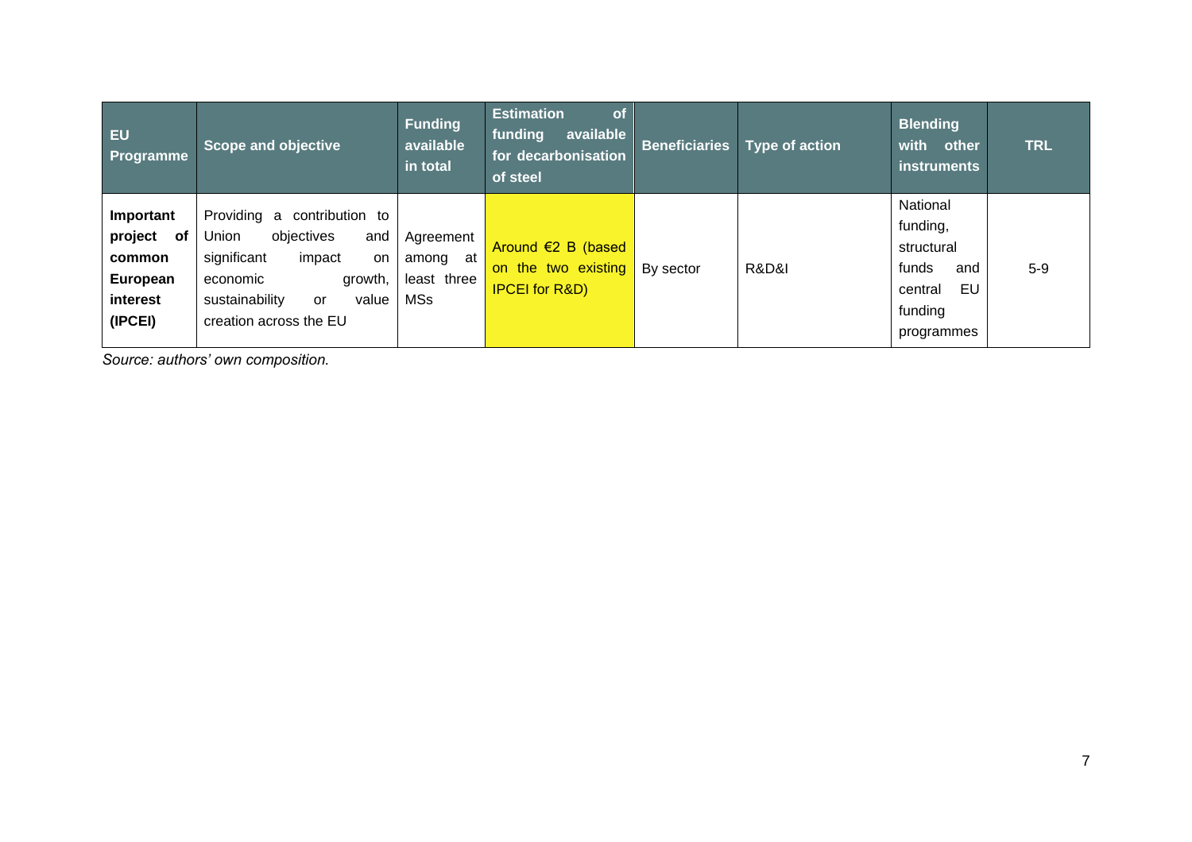| EU Programme | Scope and objective | Funding available in total | Estimation of funding available for decarbonisation of steel | Beneficiaries | Type of action | Blending with other instruments | TRL |
|---|---|---|---|---|---|---|---|
| **Important project of common European interest (IPCEI)** | Providing a contribution to Union objectives and significant impact on economic growth, sustainability or value creation across the EU | Agreement among at least three MSs | Around €2 B (based on the two existing IPCEI for R&D) | By sector | R&D&I | National funding, structural funds and central EU funding programmes | 5-9 |

*Source: authors' own composition.*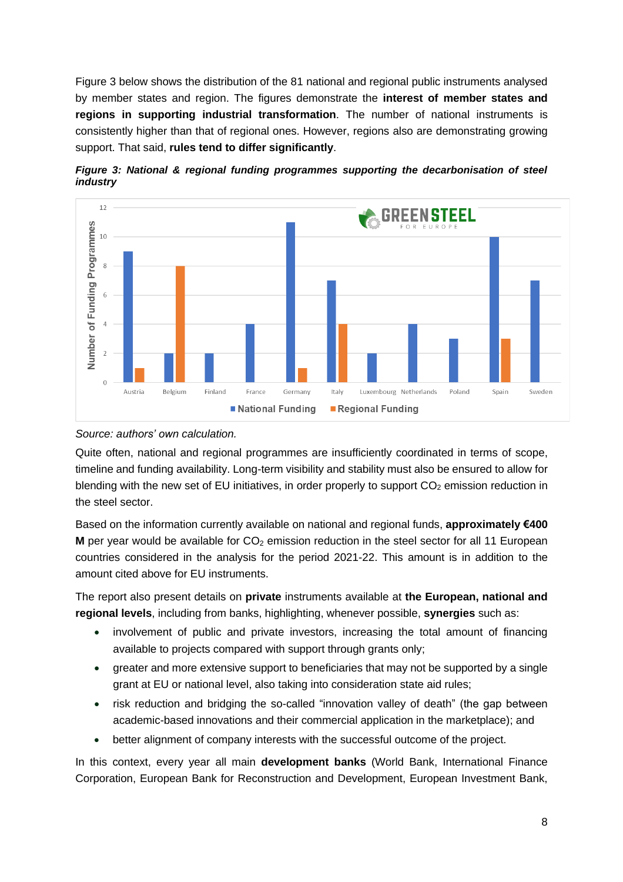Figure 3 below shows the distribution of the 81 national and regional public instruments analysed by member states and region. The figures demonstrate the **interest of member states and regions in supporting industrial transformation**. The number of national instruments is consistently higher than that of regional ones. However, regions also are demonstrating growing support. That said, **rules tend to differ significantly**.

***Figure 3: National & regional funding programmes supporting the decarbonisation of steel industry***

*Source: authors' own calculation.*

Quite often, national and regional programmes are insufficiently coordinated in terms of scope, timeline and funding availability. Long-term visibility and stability must also be ensured to allow for blending with the new set of EU initiatives, in order properly to support $CO_2$ emission reduction in the steel sector.

Based on the information currently available on national and regional funds, **approximately €400 M** per year would be available for $CO_2$ emission reduction in the steel sector for all 11 European countries considered in the analysis for the period 2021-22. This amount is in addition to the amount cited above for EU instruments.

The report also present details on **private** instruments available at **the European, national and regional levels**, including from banks, highlighting, whenever possible, **synergies** such as:

- involvement of public and private investors, increasing the total amount of financing available to projects compared with support through grants only;
- greater and more extensive support to beneficiaries that may not be supported by a single grant at EU or national level, also taking into consideration state aid rules;
- risk reduction and bridging the so-called "innovation valley of death" (the gap between academic-based innovations and their commercial application in the marketplace); and
- better alignment of company interests with the successful outcome of the project.

In this context, every year all main **development banks** (World Bank, International Finance Corporation, European Bank for Reconstruction and Development, European Investment Bank,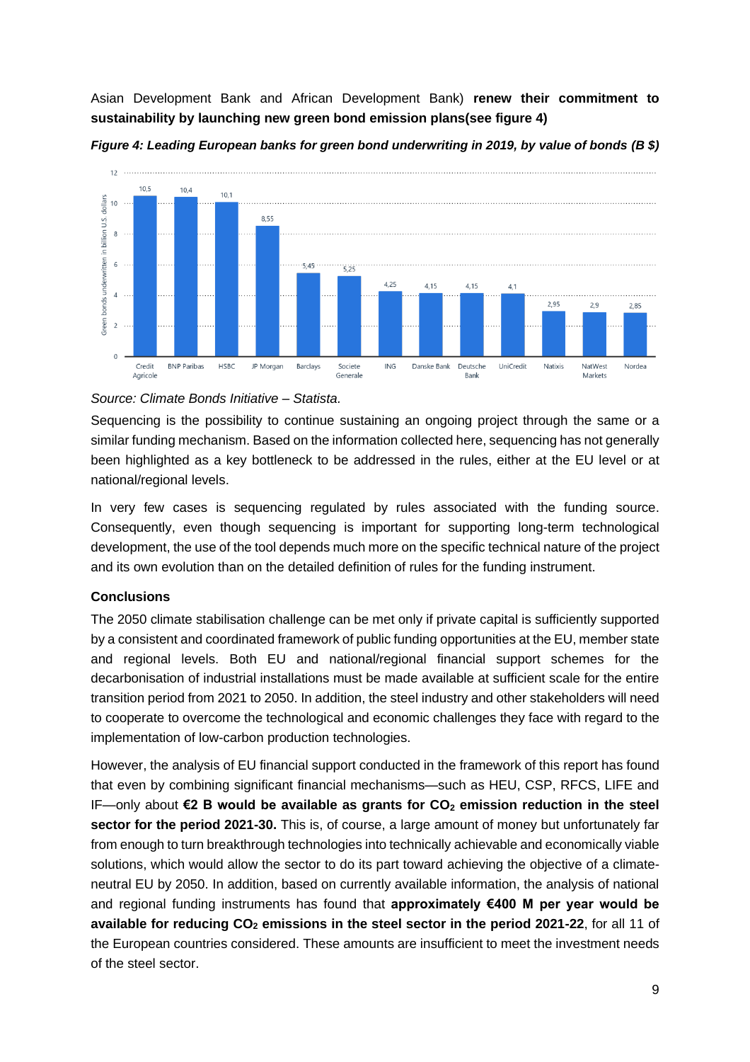Asian Development Bank and African Development Bank) **renew their commitment to sustainability by launching new green bond emission plans(see figure 4)**

***Figure 4: Leading European banks for green bond underwriting in 2019, by value of bonds (B $)***

Green bonds underwritten in billion U.S. dollars

12
10
8
6
4
2
0

10,5
10,4
10,1
8,55
5,45
5,25
4,25
4,15
4,15
4,1
2,95
2,9
2,85

Credit Agricole
BNP Paribas
HSBC
JP Morgan
Barclays
Societe Generale
ING
Danske Bank
Deutsche Bank
UniCredit
Natixis
NatWest Markets
Nordea

*Source: Climate Bonds Initiative – Statista.*

Sequencing is the possibility to continue sustaining an ongoing project through the same or a similar funding mechanism. Based on the information collected here, sequencing has not generally been highlighted as a key bottleneck to be addressed in the rules, either at the EU level or at national/regional levels.

In very few cases is sequencing regulated by rules associated with the funding source. Consequently, even though sequencing is important for supporting long-term technological development, the use of the tool depends much more on the specific technical nature of the project and its own evolution than on the detailed definition of rules for the funding instrument.

**Conclusions**

The 2050 climate stabilisation challenge can be met only if private capital is sufficiently supported by a consistent and coordinated framework of public funding opportunities at the EU, member state and regional levels. Both EU and national/regional financial support schemes for the decarbonisation of industrial installations must be made available at sufficient scale for the entire transition period from 2021 to 2050. In addition, the steel industry and other stakeholders will need to cooperate to overcome the technological and economic challenges they face with regard to the implementation of low-carbon production technologies.

However, the analysis of EU financial support conducted in the framework of this report has found that even by combining significant financial mechanisms—such as HEU, CSP, RFCS, LIFE and IF—only about **€2 B would be available as grants for $CO_2$ emission reduction in the steel sector for the period 2021-30.** This is, of course, a large amount of money but unfortunately far from enough to turn breakthrough technologies into technically achievable and economically viable solutions, which would allow the sector to do its part toward achieving the objective of a climate-neutral EU by 2050. In addition, based on currently available information, the analysis of national and regional funding instruments has found that **approximately €400 M per year would be available for reducing $CO_2$ emissions in the steel sector in the period 2021-22**, for all 11 of the European countries considered. These amounts are insufficient to meet the investment needs of the steel sector.